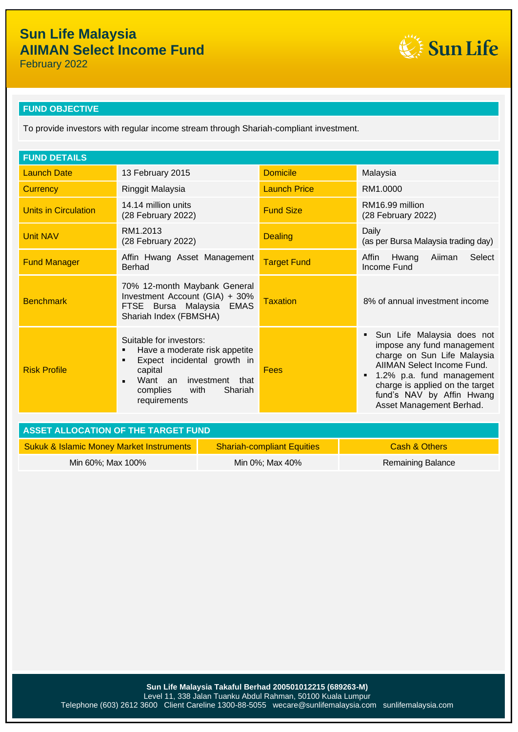# Sun Life Malaysia
# AIIMAN Select Income Fund

February 2022

## FUND OBJECTIVE

To provide investors with regular income stream through Shariah-compliant investment.

## FUND DETAILS

| | | | |
|---|---|---|---|
| Launch Date | 13 February 2015 | Domicile | Malaysia |
| Currency | Ringgit Malaysia | Launch Price | RM1.0000 |
| Units in Circulation | 14.14 million units (28 February 2022) | Fund Size | RM16.99 million (28 February 2022) |
| Unit NAV | RM1.2013 (28 February 2022) | Dealing | Daily (as per Bursa Malaysia trading day) |
| Fund Manager | Affin Hwang Asset Management Berhad | Target Fund | Affin Hwang Aiiman Select Income Fund |
| Benchmark | 70% 12-month Maybank General Investment Account (GIA) + 30% FTSE Bursa Malaysia EMAS Shariah Index (FBMSHA) | Taxation | 8% of annual investment income |
| Risk Profile | Suitable for investors:<br>▪ Have a moderate risk appetite<br>▪ Expect incidental growth in capital<br>▪ Want an investment that complies with Shariah requirements | Fees | ▪ Sun Life Malaysia does not impose any fund management charge on Sun Life Malaysia AIIMAN Select Income Fund.<br>▪ 1.2% p.a. fund management charge is applied on the target fund's NAV by Affin Hwang Asset Management Berhad. |

## ASSET ALLOCATION OF THE TARGET FUND

| Sukuk & Islamic Money Market Instruments | Shariah-compliant Equities | Cash & Others |
|---|---|---|
| Min 60%; Max 100% | Min 0%; Max 40% | Remaining Balance |

**Sun Life Malaysia Takaful Berhad 200501012215 (689263-M)**
Level 11, 338 Jalan Tuanku Abdul Rahman, 50100 Kuala Lumpur
Telephone (603) 2612 3600 Client Careline 1300-88-5055 wecare@sunlifemalaysia.com sunlifemalaysia.com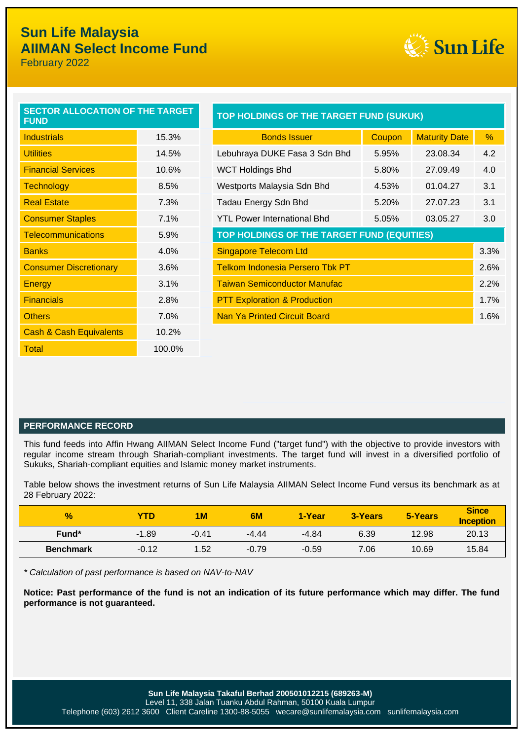# Sun Life Malaysia
# AIIMAN Select Income Fund
February 2022

| SECTOR ALLOCATION OF THE TARGET FUND | |
|---|---|
| Industrials | 15.3% |
| Utilities | 14.5% |
| Financial Services | 10.6% |
| Technology | 8.5% |
| Real Estate | 7.3% |
| Consumer Staples | 7.1% |
| Telecommunications | 5.9% |
| Banks | 4.0% |
| Consumer Discretionary | 3.6% |
| Energy | 3.1% |
| Financials | 2.8% |
| Others | 7.0% |
| Cash & Cash Equivalents | 10.2% |
| Total | 100.0% |

**TOP HOLDINGS OF THE TARGET FUND (SUKUK)**

| Bonds Issuer | Coupon | Maturity Date | % |
|---|---|---|---|
| Lebuhraya DUKE Fasa 3 Sdn Bhd | 5.95% | 23.08.34 | 4.2 |
| WCT Holdings Bhd | 5.80% | 27.09.49 | 4.0 |
| Westports Malaysia Sdn Bhd | 4.53% | 01.04.27 | 3.1 |
| Tadau Energy Sdn Bhd | 5.20% | 27.07.23 | 3.1 |
| YTL Power International Bhd | 5.05% | 03.05.27 | 3.0 |

**TOP HOLDINGS OF THE TARGET FUND (EQUITIES)**

| Holding | % |
|---|---|
| Singapore Telecom Ltd | 3.3% |
| Telkom Indonesia Persero Tbk PT | 2.6% |
| Taiwan Semiconductor Manufac | 2.2% |
| PTT Exploration & Production | 1.7% |
| Nan Ya Printed Circuit Board | 1.6% |

## PERFORMANCE RECORD

This fund feeds into Affin Hwang AIIMAN Select Income Fund ("target fund") with the objective to provide investors with regular income stream through Shariah-compliant investments. The target fund will invest in a diversified portfolio of Sukuks, Shariah-compliant equities and Islamic money market instruments.

Table below shows the investment returns of Sun Life Malaysia AIIMAN Select Income Fund versus its benchmark as at 28 February 2022:

| % | YTD | 1M | 6M | 1-Year | 3-Years | 5-Years | Since Inception |
|---|---|---|---|---|---|---|---|
| **Fund*** | -1.89 | -0.41 | -4.44 | -4.84 | 6.39 | 12.98 | 20.13 |
| **Benchmark** | -0.12 | 1.52 | -0.79 | -0.59 | 7.06 | 10.69 | 15.84 |

*\* Calculation of past performance is based on NAV-to-NAV*

**Notice: Past performance of the fund is not an indication of its future performance which may differ. The fund performance is not guaranteed.**

**Sun Life Malaysia Takaful Berhad 200501012215 (689263-M)**
Level 11, 338 Jalan Tuanku Abdul Rahman, 50100 Kuala Lumpur
Telephone (603) 2612 3600 Client Careline 1300-88-5055 wecare@sunlifemalaysia.com sunlifemalaysia.com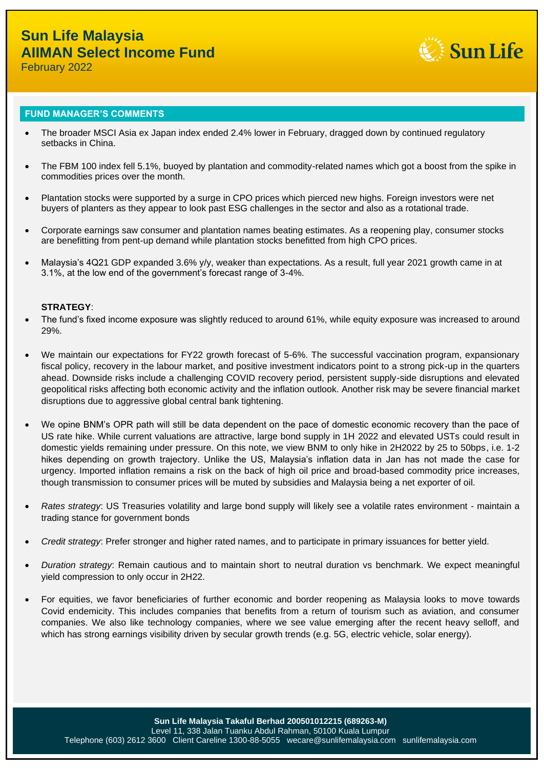# Sun Life Malaysia
# AIIMAN Select Income Fund

February 2022

## FUND MANAGER'S COMMENTS

- The broader MSCI Asia ex Japan index ended 2.4% lower in February, dragged down by continued regulatory setbacks in China.
- The FBM 100 index fell 5.1%, buoyed by plantation and commodity-related names which got a boost from the spike in commodities prices over the month.
- Plantation stocks were supported by a surge in CPO prices which pierced new highs. Foreign investors were net buyers of planters as they appear to look past ESG challenges in the sector and also as a rotational trade.
- Corporate earnings saw consumer and plantation names beating estimates. As a reopening play, consumer stocks are benefitting from pent-up demand while plantation stocks benefitted from high CPO prices.
- Malaysia's 4Q21 GDP expanded 3.6% y/y, weaker than expectations. As a result, full year 2021 growth came in at 3.1%, at the low end of the government's forecast range of 3-4%.

**STRATEGY**:

- The fund's fixed income exposure was slightly reduced to around 61%, while equity exposure was increased to around 29%.
- We maintain our expectations for FY22 growth forecast of 5-6%. The successful vaccination program, expansionary fiscal policy, recovery in the labour market, and positive investment indicators point to a strong pick-up in the quarters ahead. Downside risks include a challenging COVID recovery period, persistent supply-side disruptions and elevated geopolitical risks affecting both economic activity and the inflation outlook. Another risk may be severe financial market disruptions due to aggressive global central bank tightening.
- We opine BNM's OPR path will still be data dependent on the pace of domestic economic recovery than the pace of US rate hike. While current valuations are attractive, large bond supply in 1H 2022 and elevated USTs could result in domestic yields remaining under pressure. On this note, we view BNM to only hike in 2H2022 by 25 to 50bps, i.e. 1-2 hikes depending on growth trajectory. Unlike the US, Malaysia's inflation data in Jan has not made the case for urgency. Imported inflation remains a risk on the back of high oil price and broad-based commodity price increases, though transmission to consumer prices will be muted by subsidies and Malaysia being a net exporter of oil.
- *Rates strategy*: US Treasuries volatility and large bond supply will likely see a volatile rates environment - maintain a trading stance for government bonds
- *Credit strategy*: Prefer stronger and higher rated names, and to participate in primary issuances for better yield.
- *Duration strategy*: Remain cautious and to maintain short to neutral duration vs benchmark. We expect meaningful yield compression to only occur in 2H22.
- For equities, we favor beneficiaries of further economic and border reopening as Malaysia looks to move towards Covid endemicity. This includes companies that benefits from a return of tourism such as aviation, and consumer companies. We also like technology companies, where we see value emerging after the recent heavy selloff, and which has strong earnings visibility driven by secular growth trends (e.g. 5G, electric vehicle, solar energy).

**Sun Life Malaysia Takaful Berhad 200501012215 (689263-M)**
Level 11, 338 Jalan Tuanku Abdul Rahman, 50100 Kuala Lumpur
Telephone (603) 2612 3600 Client Careline 1300-88-5055 wecare@sunlifemalaysia.com sunlifemalaysia.com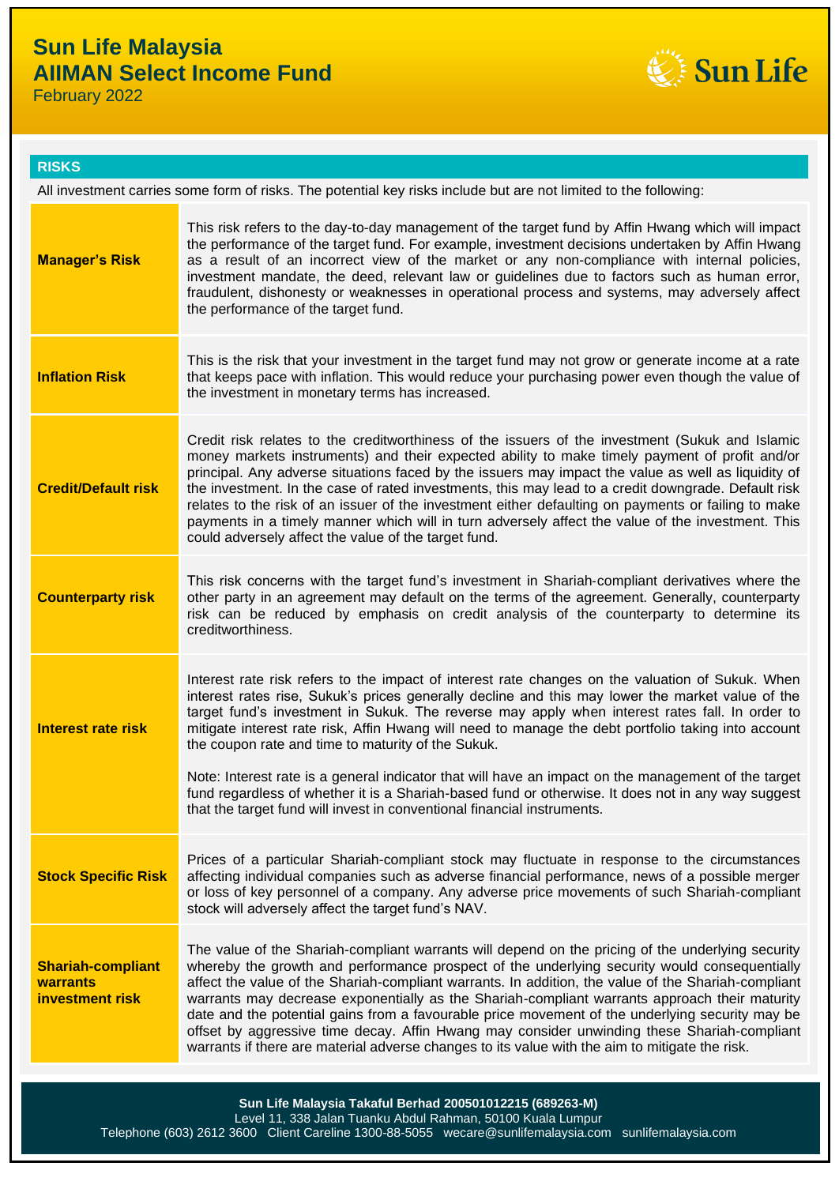# Sun Life Malaysia
## AIIMAN Select Income Fund
February 2022

### RISKS

All investment carries some form of risks. The potential key risks include but are not limited to the following:

| Risk | Description |
|---|---|
| **Manager's Risk** | This risk refers to the day-to-day management of the target fund by Affin Hwang which will impact the performance of the target fund. For example, investment decisions undertaken by Affin Hwang as a result of an incorrect view of the market or any non-compliance with internal policies, investment mandate, the deed, relevant law or guidelines due to factors such as human error, fraudulent, dishonesty or weaknesses in operational process and systems, may adversely affect the performance of the target fund. |
| **Inflation Risk** | This is the risk that your investment in the target fund may not grow or generate income at a rate that keeps pace with inflation. This would reduce your purchasing power even though the value of the investment in monetary terms has increased. |
| **Credit/Default risk** | Credit risk relates to the creditworthiness of the issuers of the investment (Sukuk and Islamic money markets instruments) and their expected ability to make timely payment of profit and/or principal. Any adverse situations faced by the issuers may impact the value as well as liquidity of the investment. In the case of rated investments, this may lead to a credit downgrade. Default risk relates to the risk of an issuer of the investment either defaulting on payments or failing to make payments in a timely manner which will in turn adversely affect the value of the investment. This could adversely affect the value of the target fund. |
| **Counterparty risk** | This risk concerns with the target fund's investment in Shariah-compliant derivatives where the other party in an agreement may default on the terms of the agreement. Generally, counterparty risk can be reduced by emphasis on credit analysis of the counterparty to determine its creditworthiness. |
| **Interest rate risk** | Interest rate risk refers to the impact of interest rate changes on the valuation of Sukuk. When interest rates rise, Sukuk's prices generally decline and this may lower the market value of the target fund's investment in Sukuk. The reverse may apply when interest rates fall. In order to mitigate interest rate risk, Affin Hwang will need to manage the debt portfolio taking into account the coupon rate and time to maturity of the Sukuk.<br><br>Note: Interest rate is a general indicator that will have an impact on the management of the target fund regardless of whether it is a Shariah-based fund or otherwise. It does not in any way suggest that the target fund will invest in conventional financial instruments. |
| **Stock Specific Risk** | Prices of a particular Shariah-compliant stock may fluctuate in response to the circumstances affecting individual companies such as adverse financial performance, news of a possible merger or loss of key personnel of a company. Any adverse price movements of such Shariah-compliant stock will adversely affect the target fund's NAV. |
| **Shariah-compliant warrants investment risk** | The value of the Shariah-compliant warrants will depend on the pricing of the underlying security whereby the growth and performance prospect of the underlying security would consequentially affect the value of the Shariah-compliant warrants. In addition, the value of the Shariah-compliant warrants may decrease exponentially as the Shariah-compliant warrants approach their maturity date and the potential gains from a favourable price movement of the underlying security may be offset by aggressive time decay. Affin Hwang may consider unwinding these Shariah-compliant warrants if there are material adverse changes to its value with the aim to mitigate the risk. |

**Sun Life Malaysia Takaful Berhad 200501012215 (689263-M)**
Level 11, 338 Jalan Tuanku Abdul Rahman, 50100 Kuala Lumpur
Telephone (603) 2612 3600 Client Careline 1300-88-5055 wecare@sunlifemalaysia.com sunlifemalaysia.com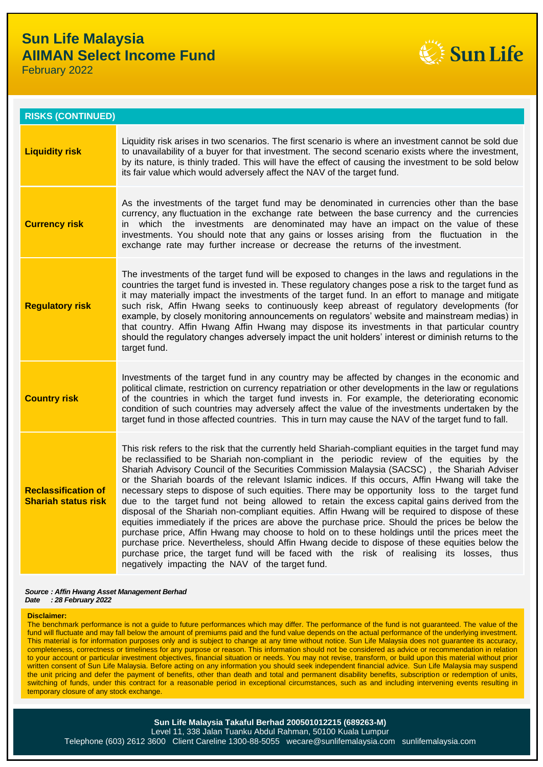# Sun Life Malaysia
# AIIMAN Select Income Fund
February 2022

## RISKS (CONTINUED)

| | |
|---|---|
| **Liquidity risk** | Liquidity risk arises in two scenarios. The first scenario is where an investment cannot be sold due to unavailability of a buyer for that investment. The second scenario exists where the investment, by its nature, is thinly traded. This will have the effect of causing the investment to be sold below its fair value which would adversely affect the NAV of the target fund. |
| **Currency risk** | As the investments of the target fund may be denominated in currencies other than the base currency, any fluctuation in the exchange rate between the base currency and the currencies in which the investments are denominated may have an impact on the value of these investments. You should note that any gains or losses arising from the fluctuation in the exchange rate may further increase or decrease the returns of the investment. |
| **Regulatory risk** | The investments of the target fund will be exposed to changes in the laws and regulations in the countries the target fund is invested in. These regulatory changes pose a risk to the target fund as it may materially impact the investments of the target fund. In an effort to manage and mitigate such risk, Affin Hwang seeks to continuously keep abreast of regulatory developments (for example, by closely monitoring announcements on regulators' website and mainstream medias) in that country. Affin Hwang Affin Hwang may dispose its investments in that particular country should the regulatory changes adversely impact the unit holders' interest or diminish returns to the target fund. |
| **Country risk** | Investments of the target fund in any country may be affected by changes in the economic and political climate, restriction on currency repatriation or other developments in the law or regulations of the countries in which the target fund invests in. For example, the deteriorating economic condition of such countries may adversely affect the value of the investments undertaken by the target fund in those affected countries. This in turn may cause the NAV of the target fund to fall. |
| **Reclassification of Shariah status risk** | This risk refers to the risk that the currently held Shariah-compliant equities in the target fund may be reclassified to be Shariah non-compliant in the periodic review of the equities by the Shariah Advisory Council of the Securities Commission Malaysia (SACSC) , the Shariah Adviser or the Shariah boards of the relevant Islamic indices. If this occurs, Affin Hwang will take the necessary steps to dispose of such equities. There may be opportunity loss to the target fund due to the target fund not being allowed to retain the excess capital gains derived from the disposal of the Shariah non-compliant equities. Affin Hwang will be required to dispose of these equities immediately if the prices are above the purchase price. Should the prices be below the purchase price, Affin Hwang may choose to hold on to these holdings until the prices meet the purchase price. Nevertheless, should Affin Hwang decide to dispose of these equities below the purchase price, the target fund will be faced with the risk of realising its losses, thus negatively impacting the NAV of the target fund. |

***Source : Affin Hwang Asset Management Berhad***
***Date : 28 February 2022***

**Disclaimer:**
The benchmark performance is not a guide to future performances which may differ. The performance of the fund is not guaranteed. The value of the fund will fluctuate and may fall below the amount of premiums paid and the fund value depends on the actual performance of the underlying investment. This material is for information purposes only and is subject to change at any time without notice. Sun Life Malaysia does not guarantee its accuracy, completeness, correctness or timeliness for any purpose or reason. This information should not be considered as advice or recommendation in relation to your account or particular investment objectives, financial situation or needs. You may not revise, transform, or build upon this material without prior written consent of Sun Life Malaysia. Before acting on any information you should seek independent financial advice. Sun Life Malaysia may suspend the unit pricing and defer the payment of benefits, other than death and total and permanent disability benefits, subscription or redemption of units, switching of funds, under this contract for a reasonable period in exceptional circumstances, such as and including intervening events resulting in temporary closure of any stock exchange.

**Sun Life Malaysia Takaful Berhad 200501012215 (689263-M)**
Level 11, 338 Jalan Tuanku Abdul Rahman, 50100 Kuala Lumpur
Telephone (603) 2612 3600 Client Careline 1300-88-5055 wecare@sunlifemalaysia.com sunlifemalaysia.com